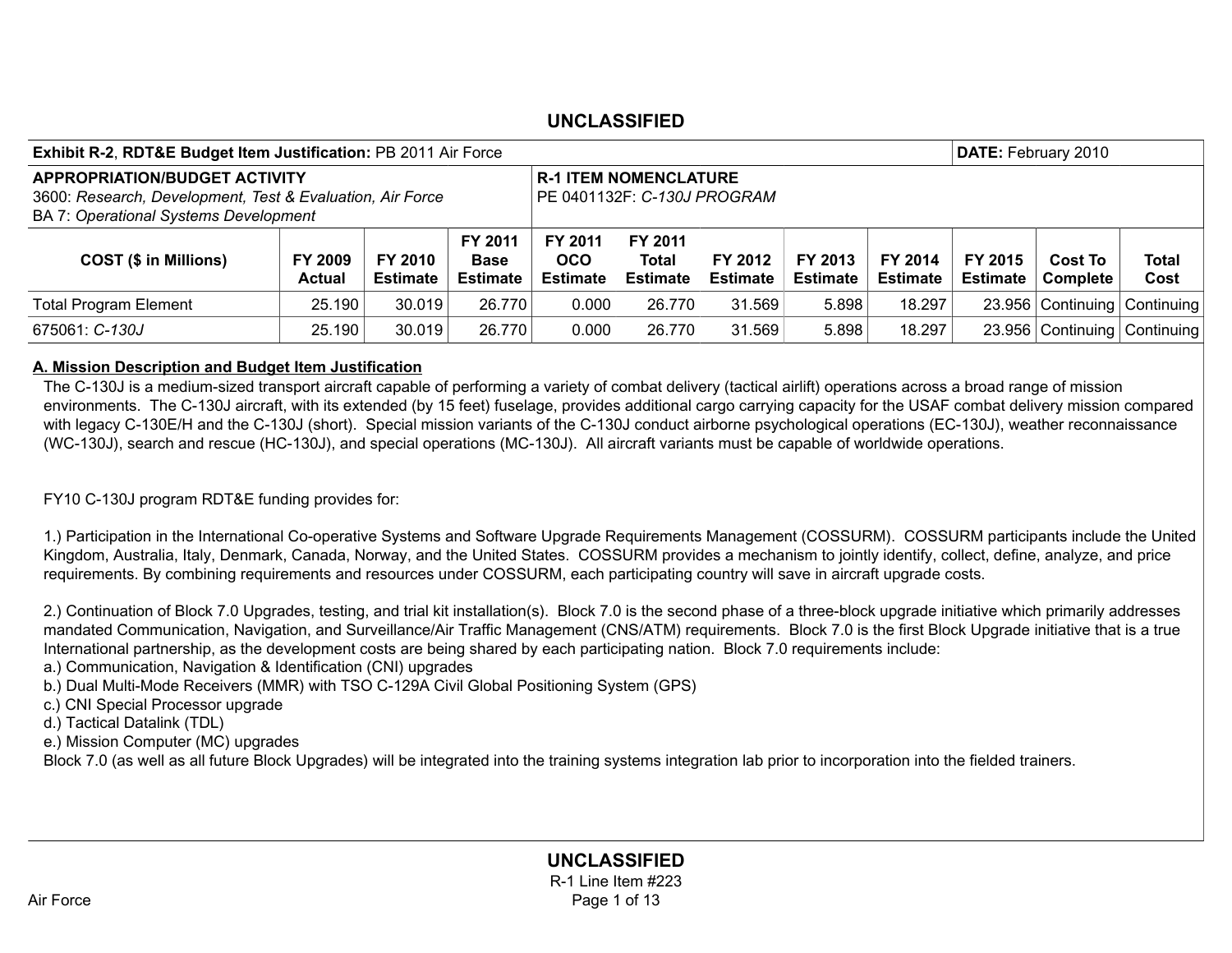UNCLASSIFIED

| **Exhibit R-2, RDT&E Budget Item Justification:** PB 2011 Air Force | | **DATE:** February 2010 |
|---|---|---|
| **APPROPRIATION/BUDGET ACTIVITY**<br>3600: *Research, Development, Test & Evaluation, Air Force*<br>BA 7: *Operational Systems Development* | **R-1 ITEM NOMENCLATURE**<br>PE 0401132F: *C-130J PROGRAM* | |

| COST ($ in Millions) | FY 2009 Actual | FY 2010 Estimate | FY 2011 Base Estimate | FY 2011 OCO Estimate | FY 2011 Total Estimate | FY 2012 Estimate | FY 2013 Estimate | FY 2014 Estimate | FY 2015 Estimate | Cost To Complete | Total Cost |
|---|---|---|---|---|---|---|---|---|---|---|---|
| Total Program Element | 25.190 | 30.019 | 26.770 | 0.000 | 26.770 | 31.569 | 5.898 | 18.297 | 23.956 | Continuing | Continuing |
| 675061: *C-130J* | 25.190 | 30.019 | 26.770 | 0.000 | 26.770 | 31.569 | 5.898 | 18.297 | 23.956 | Continuing | Continuing |

**A. Mission Description and Budget Item Justification**

The C-130J is a medium-sized transport aircraft capable of performing a variety of combat delivery (tactical airlift) operations across a broad range of mission environments. The C-130J aircraft, with its extended (by 15 feet) fuselage, provides additional cargo carrying capacity for the USAF combat delivery mission compared with legacy C-130E/H and the C-130J (short). Special mission variants of the C-130J conduct airborne psychological operations (EC-130J), weather reconnaissance (WC-130J), search and rescue (HC-130J), and special operations (MC-130J). All aircraft variants must be capable of worldwide operations.

FY10 C-130J program RDT&E funding provides for:

1.) Participation in the International Co-operative Systems and Software Upgrade Requirements Management (COSSURM). COSSURM participants include the United Kingdom, Australia, Italy, Denmark, Canada, Norway, and the United States. COSSURM provides a mechanism to jointly identify, collect, define, analyze, and price requirements. By combining requirements and resources under COSSURM, each participating country will save in aircraft upgrade costs.

2.) Continuation of Block 7.0 Upgrades, testing, and trial kit installation(s). Block 7.0 is the second phase of a three-block upgrade initiative which primarily addresses mandated Communication, Navigation, and Surveillance/Air Traffic Management (CNS/ATM) requirements. Block 7.0 is the first Block Upgrade initiative that is a true International partnership, as the development costs are being shared by each participating nation. Block 7.0 requirements include:

a.) Communication, Navigation & Identification (CNI) upgrades
b.) Dual Multi-Mode Receivers (MMR) with TSO C-129A Civil Global Positioning System (GPS)
c.) CNI Special Processor upgrade
d.) Tactical Datalink (TDL)
e.) Mission Computer (MC) upgrades

Block 7.0 (as well as all future Block Upgrades) will be integrated into the training systems integration lab prior to incorporation into the fielded trainers.

UNCLASSIFIED

R-1 Line Item #223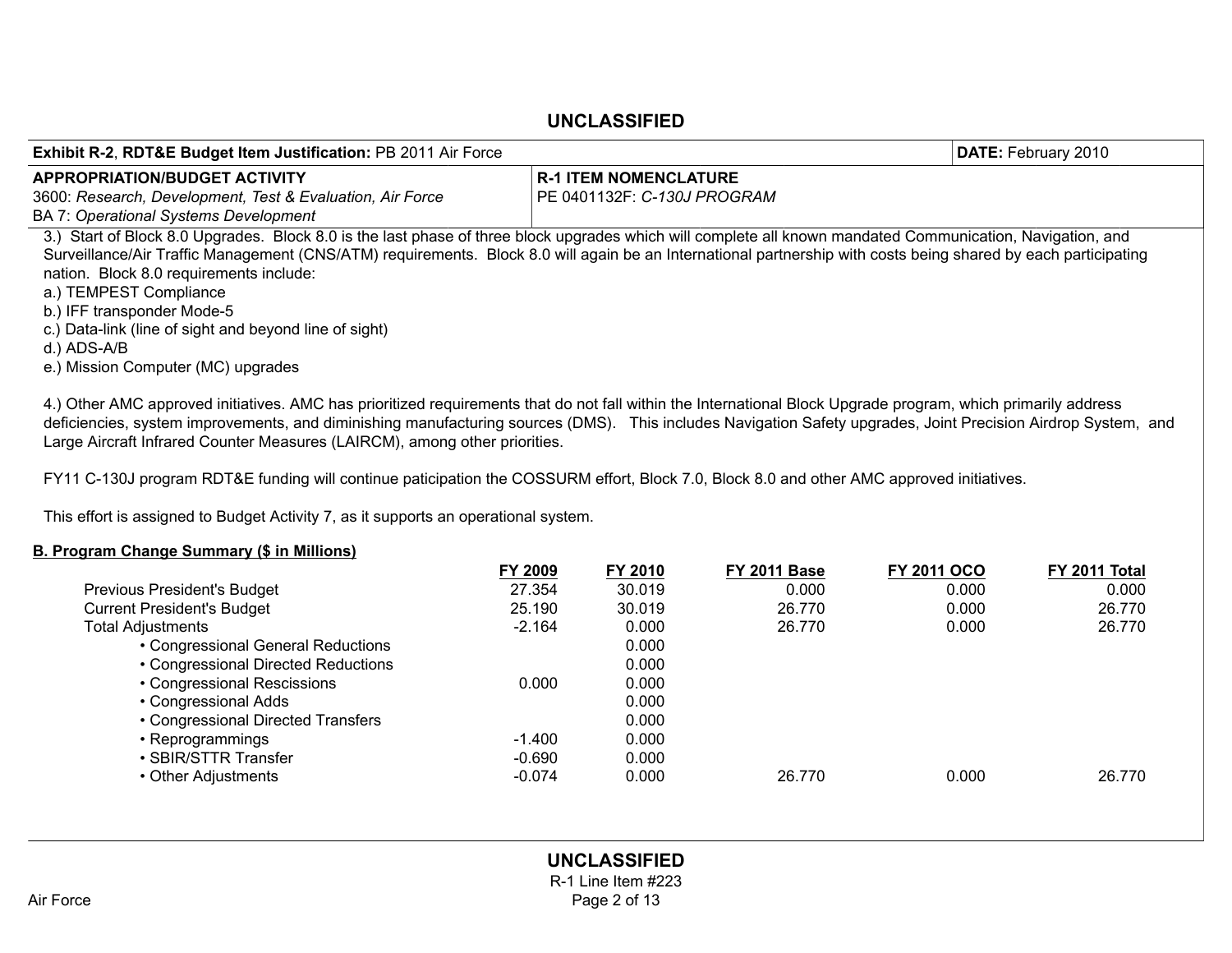UNCLASSIFIED

| **Exhibit R-2**, **RDT&E Budget Item Justification:** PB 2011 Air Force | | **DATE:** February 2010 |
|---|---|---|
| **APPROPRIATION/BUDGET ACTIVITY**<br>3600: *Research, Development, Test & Evaluation, Air Force*<br>BA 7: *Operational Systems Development* | **R-1 ITEM NOMENCLATURE**<br>PE 0401132F: *C-130J PROGRAM* | |

3.) Start of Block 8.0 Upgrades. Block 8.0 is the last phase of three block upgrades which will complete all known mandated Communication, Navigation, and Surveillance/Air Traffic Management (CNS/ATM) requirements. Block 8.0 will again be an International partnership with costs being shared by each participating nation. Block 8.0 requirements include:
a.) TEMPEST Compliance
b.) IFF transponder Mode-5
c.) Data-link (line of sight and beyond line of sight)
d.) ADS-A/B
e.) Mission Computer (MC) upgrades

4.) Other AMC approved initiatives. AMC has prioritized requirements that do not fall within the International Block Upgrade program, which primarily address deficiencies, system improvements, and diminishing manufacturing sources (DMS). This includes Navigation Safety upgrades, Joint Precision Airdrop System, and Large Aircraft Infrared Counter Measures (LAIRCM), among other priorities.

FY11 C-130J program RDT&E funding will continue paticipation the COSSURM effort, Block 7.0, Block 8.0 and other AMC approved initiatives.

This effort is assigned to Budget Activity 7, as it supports an operational system.

**B. Program Change Summary ($ in Millions)**

| | FY 2009 | FY 2010 | FY 2011 Base | FY 2011 OCO | FY 2011 Total |
|---|---|---|---|---|---|
| Previous President's Budget | 27.354 | 30.019 | 0.000 | 0.000 | 0.000 |
| Current President's Budget | 25.190 | 30.019 | 26.770 | 0.000 | 26.770 |
| Total Adjustments | -2.164 | 0.000 | 26.770 | 0.000 | 26.770 |
| • Congressional General Reductions | | 0.000 | | | |
| • Congressional Directed Reductions | | 0.000 | | | |
| • Congressional Rescissions | 0.000 | 0.000 | | | |
| • Congressional Adds | | 0.000 | | | |
| • Congressional Directed Transfers | | 0.000 | | | |
| • Reprogrammings | -1.400 | 0.000 | | | |
| • SBIR/STTR Transfer | -0.690 | 0.000 | | | |
| • Other Adjustments | -0.074 | 0.000 | 26.770 | 0.000 | 26.770 |

UNCLASSIFIED

R-1 Line Item #223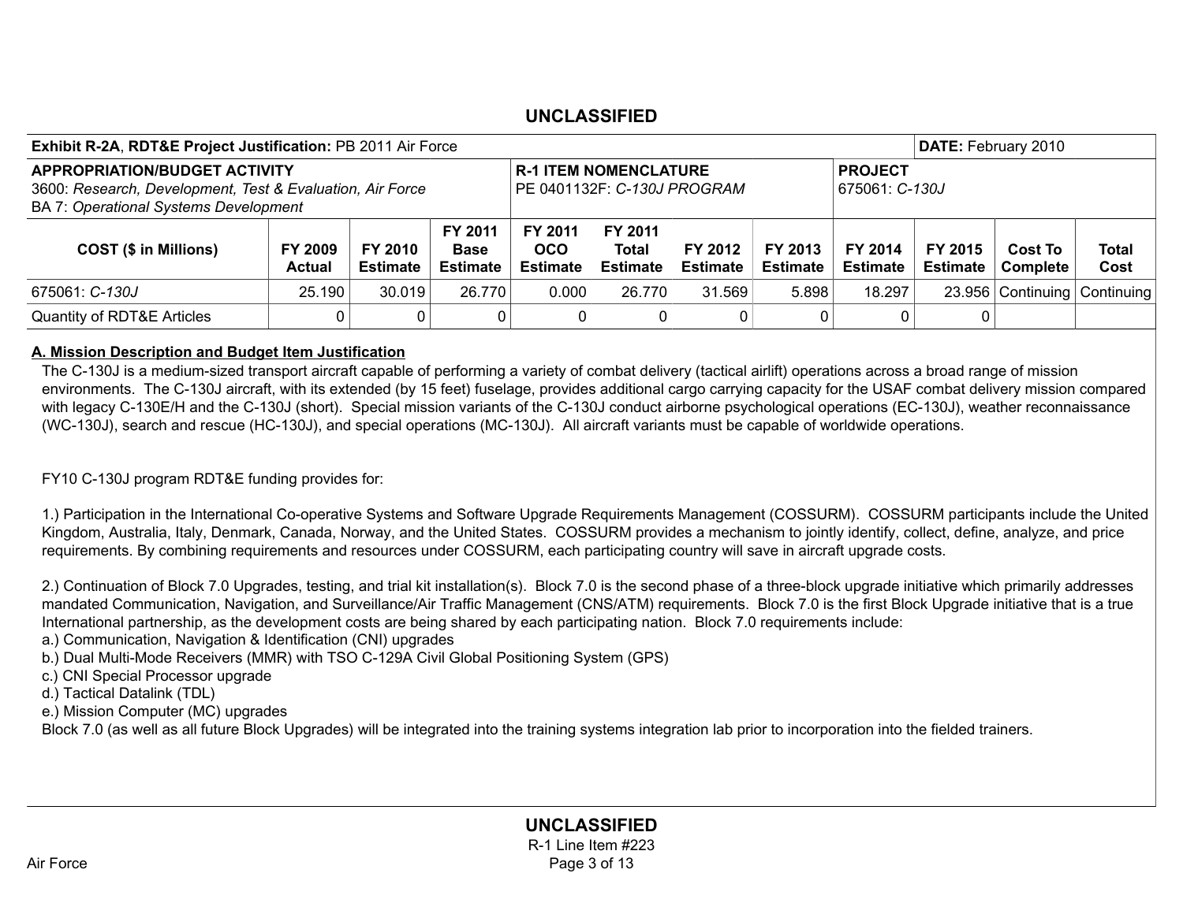**UNCLASSIFIED**

| **Exhibit R-2A, RDT&E Project Justification:** PB 2011 Air Force | | | | | | | | | **DATE:** February 2010 | |
|---|---|---|---|---|---|---|---|---|---|---|
| **APPROPRIATION/BUDGET ACTIVITY** 3600: *Research, Development, Test & Evaluation, Air Force* BA 7: *Operational Systems Development* | | | | **R-1 ITEM NOMENCLATURE** PE 0401132F: *C-130J PROGRAM* | | | **PROJECT** 675061: *C-130J* | | | |

| COST ($ in Millions) | FY 2009 Actual | FY 2010 Estimate | FY 2011 Base Estimate | FY 2011 OCO Estimate | FY 2011 Total Estimate | FY 2012 Estimate | FY 2013 Estimate | FY 2014 Estimate | FY 2015 Estimate | Cost To Complete | Total Cost |
|---|---|---|---|---|---|---|---|---|---|---|---|
| 675061: *C-130J* | 25.190 | 30.019 | 26.770 | 0.000 | 26.770 | 31.569 | 5.898 | 18.297 | 23.956 | Continuing | Continuing |
| Quantity of RDT&E Articles | 0 | 0 | 0 | 0 | 0 | 0 | 0 | 0 | 0 | | |

**A. Mission Description and Budget Item Justification**

The C-130J is a medium-sized transport aircraft capable of performing a variety of combat delivery (tactical airlift) operations across a broad range of mission environments. The C-130J aircraft, with its extended (by 15 feet) fuselage, provides additional cargo carrying capacity for the USAF combat delivery mission compared with legacy C-130E/H and the C-130J (short). Special mission variants of the C-130J conduct airborne psychological operations (EC-130J), weather reconnaissance (WC-130J), search and rescue (HC-130J), and special operations (MC-130J). All aircraft variants must be capable of worldwide operations.

FY10 C-130J program RDT&E funding provides for:

1.) Participation in the International Co-operative Systems and Software Upgrade Requirements Management (COSSURM). COSSURM participants include the United Kingdom, Australia, Italy, Denmark, Canada, Norway, and the United States. COSSURM provides a mechanism to jointly identify, collect, define, analyze, and price requirements. By combining requirements and resources under COSSURM, each participating country will save in aircraft upgrade costs.

2.) Continuation of Block 7.0 Upgrades, testing, and trial kit installation(s). Block 7.0 is the second phase of a three-block upgrade initiative which primarily addresses mandated Communication, Navigation, and Surveillance/Air Traffic Management (CNS/ATM) requirements. Block 7.0 is the first Block Upgrade initiative that is a true International partnership, as the development costs are being shared by each participating nation. Block 7.0 requirements include:
a.) Communication, Navigation & Identification (CNI) upgrades
b.) Dual Multi-Mode Receivers (MMR) with TSO C-129A Civil Global Positioning System (GPS)
c.) CNI Special Processor upgrade
d.) Tactical Datalink (TDL)
e.) Mission Computer (MC) upgrades
Block 7.0 (as well as all future Block Upgrades) will be integrated into the training systems integration lab prior to incorporation into the fielded trainers.

**UNCLASSIFIED**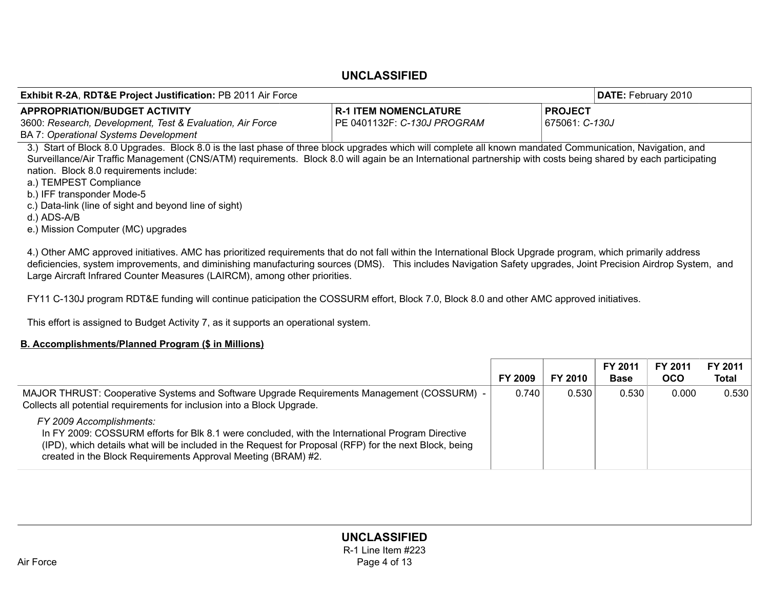**UNCLASSIFIED**

| Exhibit R-2A, RDT&E Project Justification: PB 2011 Air Force | | DATE: February 2010 |
|---|---|---|
| **APPROPRIATION/BUDGET ACTIVITY**<br>3600: *Research, Development, Test & Evaluation, Air Force*<br>BA 7: *Operational Systems Development* | **R-1 ITEM NOMENCLATURE**<br>PE 0401132F: *C-130J PROGRAM* | **PROJECT**<br>675061: *C-130J* |

3.) Start of Block 8.0 Upgrades. Block 8.0 is the last phase of three block upgrades which will complete all known mandated Communication, Navigation, and Surveillance/Air Traffic Management (CNS/ATM) requirements. Block 8.0 will again be an International partnership with costs being shared by each participating nation. Block 8.0 requirements include:
a.) TEMPEST Compliance
b.) IFF transponder Mode-5
c.) Data-link (line of sight and beyond line of sight)
d.) ADS-A/B
e.) Mission Computer (MC) upgrades

4.) Other AMC approved initiatives. AMC has prioritized requirements that do not fall within the International Block Upgrade program, which primarily address deficiencies, system improvements, and diminishing manufacturing sources (DMS). This includes Navigation Safety upgrades, Joint Precision Airdrop System, and Large Aircraft Infrared Counter Measures (LAIRCM), among other priorities.

FY11 C-130J program RDT&E funding will continue paticipation the COSSURM effort, Block 7.0, Block 8.0 and other AMC approved initiatives.

This effort is assigned to Budget Activity 7, as it supports an operational system.

**B. Accomplishments/Planned Program ($ in Millions)**

| | FY 2009 | FY 2010 | FY 2011 Base | FY 2011 OCO | FY 2011 Total |
|---|---|---|---|---|---|
| MAJOR THRUST: Cooperative Systems and Software Upgrade Requirements Management (COSSURM) - Collects all potential requirements for inclusion into a Block Upgrade.<br><br>*FY 2009 Accomplishments:*<br>In FY 2009: COSSURM efforts for Blk 8.1 were concluded, with the International Program Directive (IPD), which details what will be included in the Request for Proposal (RFP) for the next Block, being created in the Block Requirements Approval Meeting (BRAM) #2. | 0.740 | 0.530 | 0.530 | 0.000 | 0.530 |

**UNCLASSIFIED**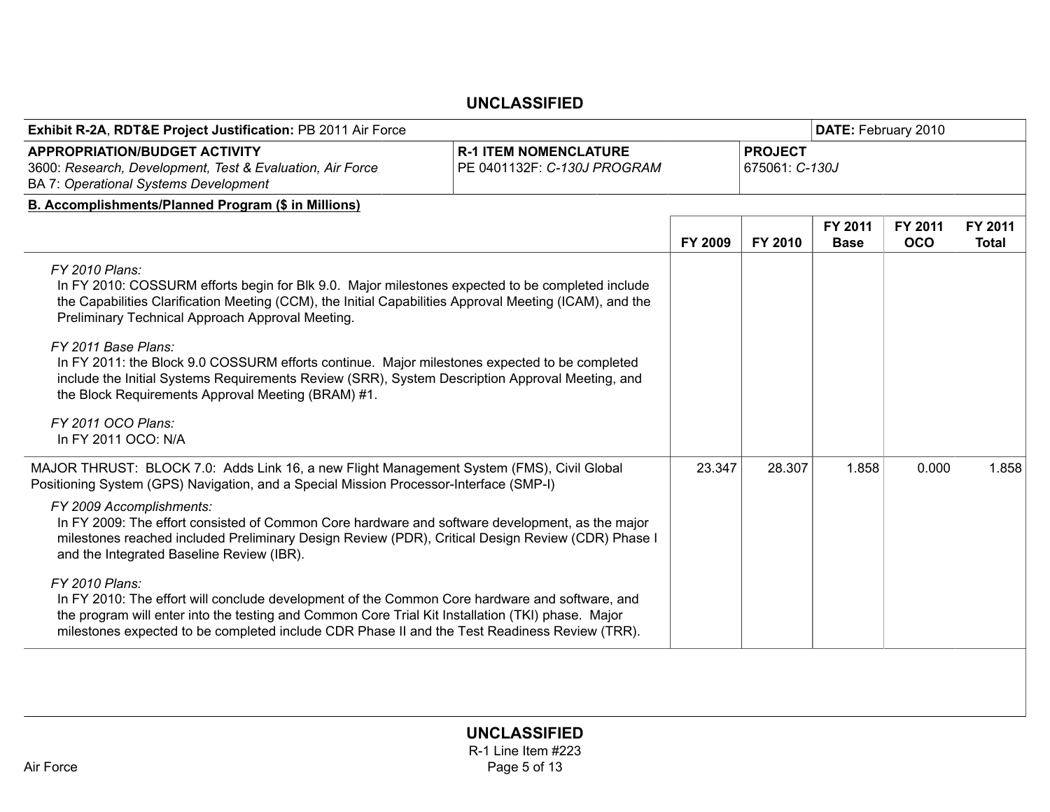**UNCLASSIFIED**

| **Exhibit R-2A, RDT&E Project Justification:** PB 2011 Air Force | | **DATE:** February 2010 |
|---|---|---|
| **APPROPRIATION/BUDGET ACTIVITY**<br>3600: *Research, Development, Test & Evaluation, Air Force*<br>BA 7: *Operational Systems Development* | **R-1 ITEM NOMENCLATURE**<br>PE 0401132F: *C-130J PROGRAM* | **PROJECT**<br>675061: *C-130J* |

**B. Accomplishments/Planned Program ($ in Millions)**

| | FY 2009 | FY 2010 | FY 2011 Base | FY 2011 OCO | FY 2011 Total |
|---|---|---|---|---|---|
| *FY 2010 Plans:*<br>In FY 2010: COSSURM efforts begin for Blk 9.0. Major milestones expected to be completed include the Capabilities Clarification Meeting (CCM), the Initial Capabilities Approval Meeting (ICAM), and the Preliminary Technical Approach Approval Meeting.<br><br>*FY 2011 Base Plans:*<br>In FY 2011: the Block 9.0 COSSURM efforts continue. Major milestones expected to be completed include the Initial Systems Requirements Review (SRR), System Description Approval Meeting, and the Block Requirements Approval Meeting (BRAM) #1.<br><br>*FY 2011 OCO Plans:*<br>In FY 2011 OCO: N/A | | | | | |
| MAJOR THRUST: BLOCK 7.0: Adds Link 16, a new Flight Management System (FMS), Civil Global Positioning System (GPS) Navigation, and a Special Mission Processor-Interface (SMP-I)<br><br>*FY 2009 Accomplishments:*<br>In FY 2009: The effort consisted of Common Core hardware and software development, as the major milestones reached included Preliminary Design Review (PDR), Critical Design Review (CDR) Phase I and the Integrated Baseline Review (IBR).<br><br>*FY 2010 Plans:*<br>In FY 2010: The effort will conclude development of the Common Core hardware and software, and the program will enter into the testing and Common Core Trial Kit Installation (TKI) phase. Major milestones expected to be completed include CDR Phase II and the Test Readiness Review (TRR). | 23.347 | 28.307 | 1.858 | 0.000 | 1.858 |

**UNCLASSIFIED**

R-1 Line Item #223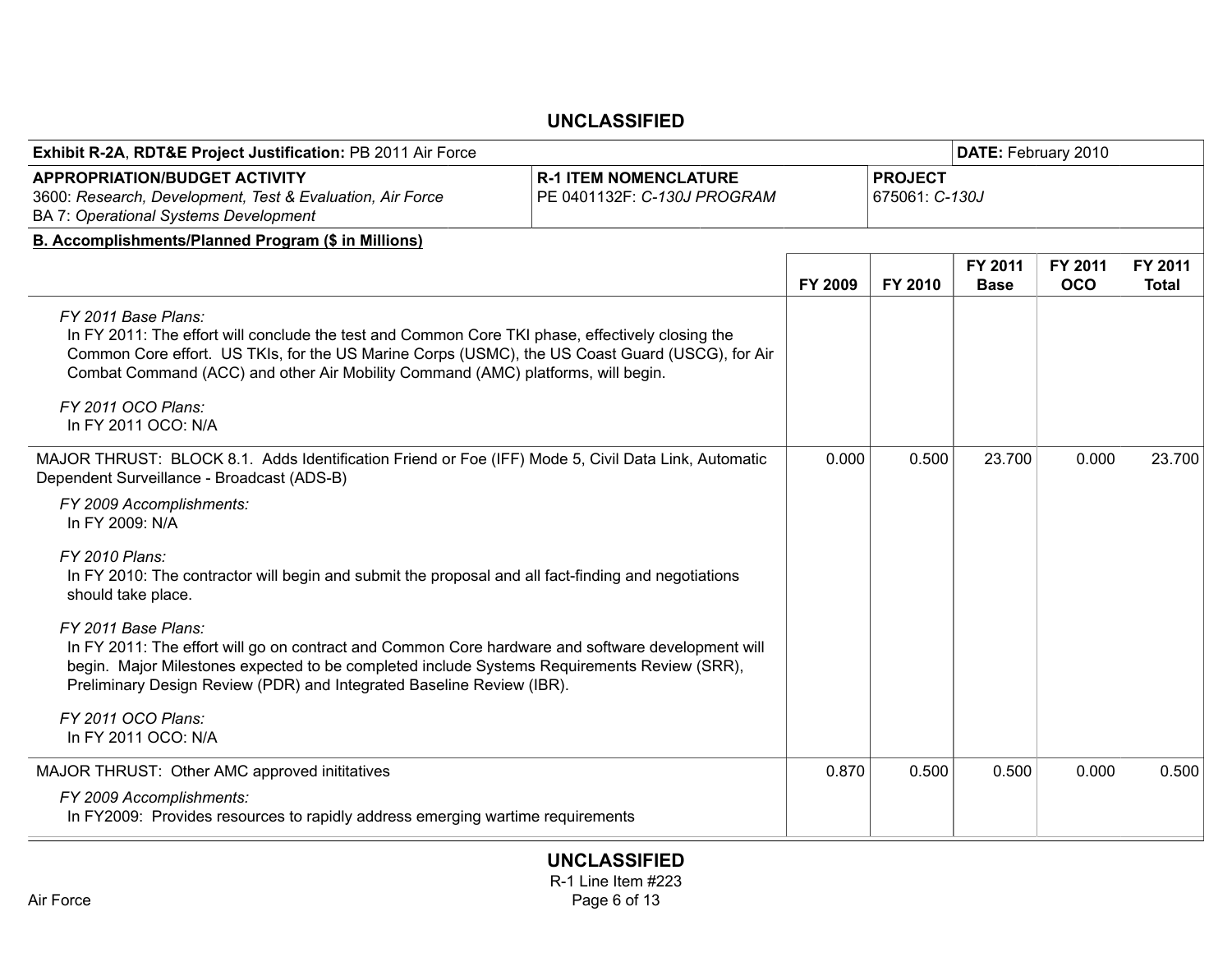**UNCLASSIFIED**

| **Exhibit R-2A, RDT&E Project Justification:** PB 2011 Air Force | | **DATE:** February 2010 |
|---|---|---|
| **APPROPRIATION/BUDGET ACTIVITY**<br>3600: *Research, Development, Test & Evaluation, Air Force*<br>BA 7: *Operational Systems Development* | **R-1 ITEM NOMENCLATURE**<br>PE 0401132F: *C-130J PROGRAM* | **PROJECT**<br>675061: *C-130J* |

**B. Accomplishments/Planned Program ($ in Millions)**

| | FY 2009 | FY 2010 | FY 2011 Base | FY 2011 OCO | FY 2011 Total |
|---|---|---|---|---|---|
| *FY 2011 Base Plans:*<br>In FY 2011: The effort will conclude the test and Common Core TKI phase, effectively closing the Common Core effort. US TKIs, for the US Marine Corps (USMC), the US Coast Guard (USCG), for Air Combat Command (ACC) and other Air Mobility Command (AMC) platforms, will begin.<br>*FY 2011 OCO Plans:*<br>In FY 2011 OCO: N/A | | | | | |
| MAJOR THRUST: BLOCK 8.1. Adds Identification Friend or Foe (IFF) Mode 5, Civil Data Link, Automatic Dependent Surveillance - Broadcast (ADS-B)<br>*FY 2009 Accomplishments:*<br>In FY 2009: N/A<br>*FY 2010 Plans:*<br>In FY 2010: The contractor will begin and submit the proposal and all fact-finding and negotiations should take place.<br>*FY 2011 Base Plans:*<br>In FY 2011: The effort will go on contract and Common Core hardware and software development will begin. Major Milestones expected to be completed include Systems Requirements Review (SRR), Preliminary Design Review (PDR) and Integrated Baseline Review (IBR).<br>*FY 2011 OCO Plans:*<br>In FY 2011 OCO: N/A | 0.000 | 0.500 | 23.700 | 0.000 | 23.700 |
| MAJOR THRUST: Other AMC approved inititatives<br>*FY 2009 Accomplishments:*<br>In FY2009: Provides resources to rapidly address emerging wartime requirements | 0.870 | 0.500 | 0.500 | 0.000 | 0.500 |

**UNCLASSIFIED**

R-1 Line Item #223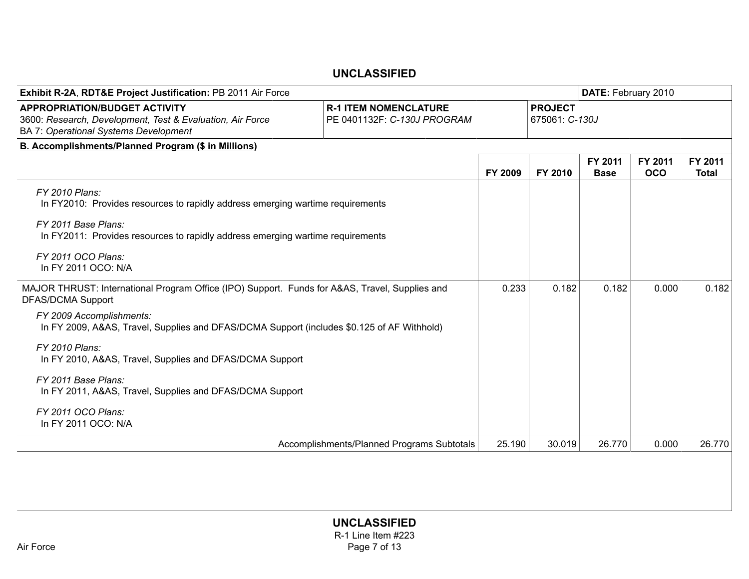**UNCLASSIFIED**

| Exhibit R-2A, RDT&E Project Justification: PB 2011 Air Force | | | DATE: February 2010 |
|---|---|---|---|
| **APPROPRIATION/BUDGET ACTIVITY**<br>3600: *Research, Development, Test & Evaluation, Air Force*<br>BA 7: *Operational Systems Development* | **R-1 ITEM NOMENCLATURE**<br>PE 0401132F: *C-130J PROGRAM* | **PROJECT**<br>675061: *C-130J* | |

**B. Accomplishments/Planned Program ($ in Millions)**

| | FY 2009 | FY 2010 | FY 2011 Base | FY 2011 OCO | FY 2011 Total |
|---|---|---|---|---|---|
| *FY 2010 Plans:*<br>In FY2010: Provides resources to rapidly address emerging wartime requirements<br><br>*FY 2011 Base Plans:*<br>In FY2011: Provides resources to rapidly address emerging wartime requirements<br><br>*FY 2011 OCO Plans:*<br>In FY 2011 OCO: N/A | | | | | |
| MAJOR THRUST: International Program Office (IPO) Support. Funds for A&AS, Travel, Supplies and DFAS/DCMA Support | 0.233 | 0.182 | 0.182 | 0.000 | 0.182 |
| *FY 2009 Accomplishments:*<br>In FY 2009, A&AS, Travel, Supplies and DFAS/DCMA Support (includes $0.125 of AF Withhold)<br><br>*FY 2010 Plans:*<br>In FY 2010, A&AS, Travel, Supplies and DFAS/DCMA Support<br><br>*FY 2011 Base Plans:*<br>In FY 2011, A&AS, Travel, Supplies and DFAS/DCMA Support<br><br>*FY 2011 OCO Plans:*<br>In FY 2011 OCO: N/A | | | | | |
| Accomplishments/Planned Programs Subtotals | 25.190 | 30.019 | 26.770 | 0.000 | 26.770 |

**UNCLASSIFIED**

R-1 Line Item #223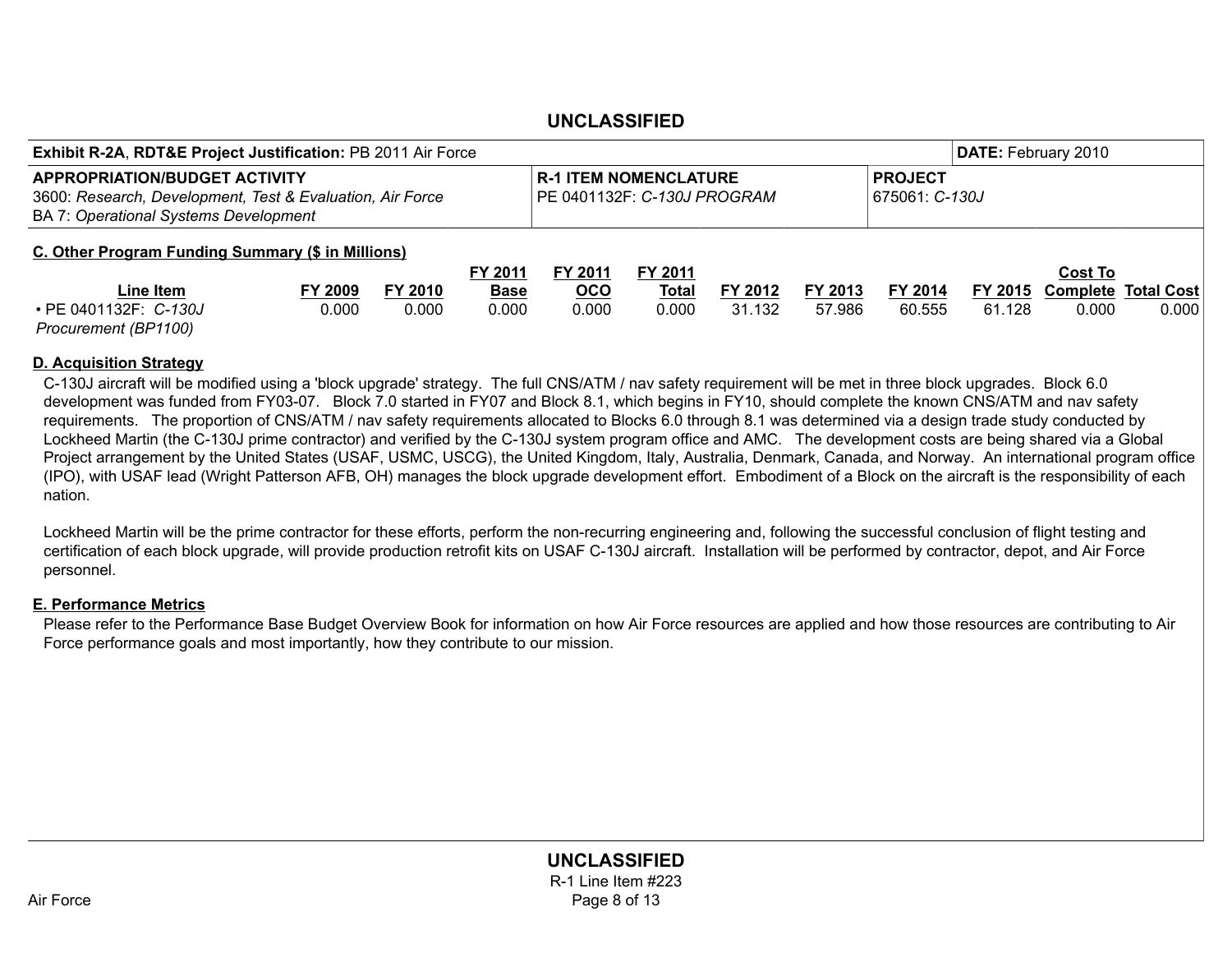**UNCLASSIFIED**

| **Exhibit R-2A, RDT&E Project Justification:** PB 2011 Air Force | | **DATE:** February 2010 |
|---|---|---|
| **APPROPRIATION/BUDGET ACTIVITY**<br>3600: *Research, Development, Test & Evaluation, Air Force*<br>BA 7: *Operational Systems Development* | **R-1 ITEM NOMENCLATURE**<br>PE 0401132F: *C-130J PROGRAM* | **PROJECT**<br>675061: *C-130J* |

## C. Other Program Funding Summary ($ in Millions)

| Line Item | FY 2009 | FY 2010 | FY 2011 Base | FY 2011 OCO | FY 2011 Total | FY 2012 | FY 2013 | FY 2014 | FY 2015 | Cost To Complete | Total Cost |
|---|---|---|---|---|---|---|---|---|---|---|---|
| • PE 0401132F: *C-130J Procurement (BP1100)* | 0.000 | 0.000 | 0.000 | 0.000 | 0.000 | 31.132 | 57.986 | 60.555 | 61.128 | 0.000 | 0.000 |

## D. Acquisition Strategy

C-130J aircraft will be modified using a 'block upgrade' strategy. The full CNS/ATM / nav safety requirement will be met in three block upgrades. Block 6.0 development was funded from FY03-07. Block 7.0 started in FY07 and Block 8.1, which begins in FY10, should complete the known CNS/ATM and nav safety requirements. The proportion of CNS/ATM / nav safety requirements allocated to Blocks 6.0 through 8.1 was determined via a design trade study conducted by Lockheed Martin (the C-130J prime contractor) and verified by the C-130J system program office and AMC. The development costs are being shared via a Global Project arrangement by the United States (USAF, USMC, USCG), the United Kingdom, Italy, Australia, Denmark, Canada, and Norway. An international program office (IPO), with USAF lead (Wright Patterson AFB, OH) manages the block upgrade development effort. Embodiment of a Block on the aircraft is the responsibility of each nation.

Lockheed Martin will be the prime contractor for these efforts, perform the non-recurring engineering and, following the successful conclusion of flight testing and certification of each block upgrade, will provide production retrofit kits on USAF C-130J aircraft. Installation will be performed by contractor, depot, and Air Force personnel.

## E. Performance Metrics

Please refer to the Performance Base Budget Overview Book for information on how Air Force resources are applied and how those resources are contributing to Air Force performance goals and most importantly, how they contribute to our mission.

**UNCLASSIFIED**

R-1 Line Item #223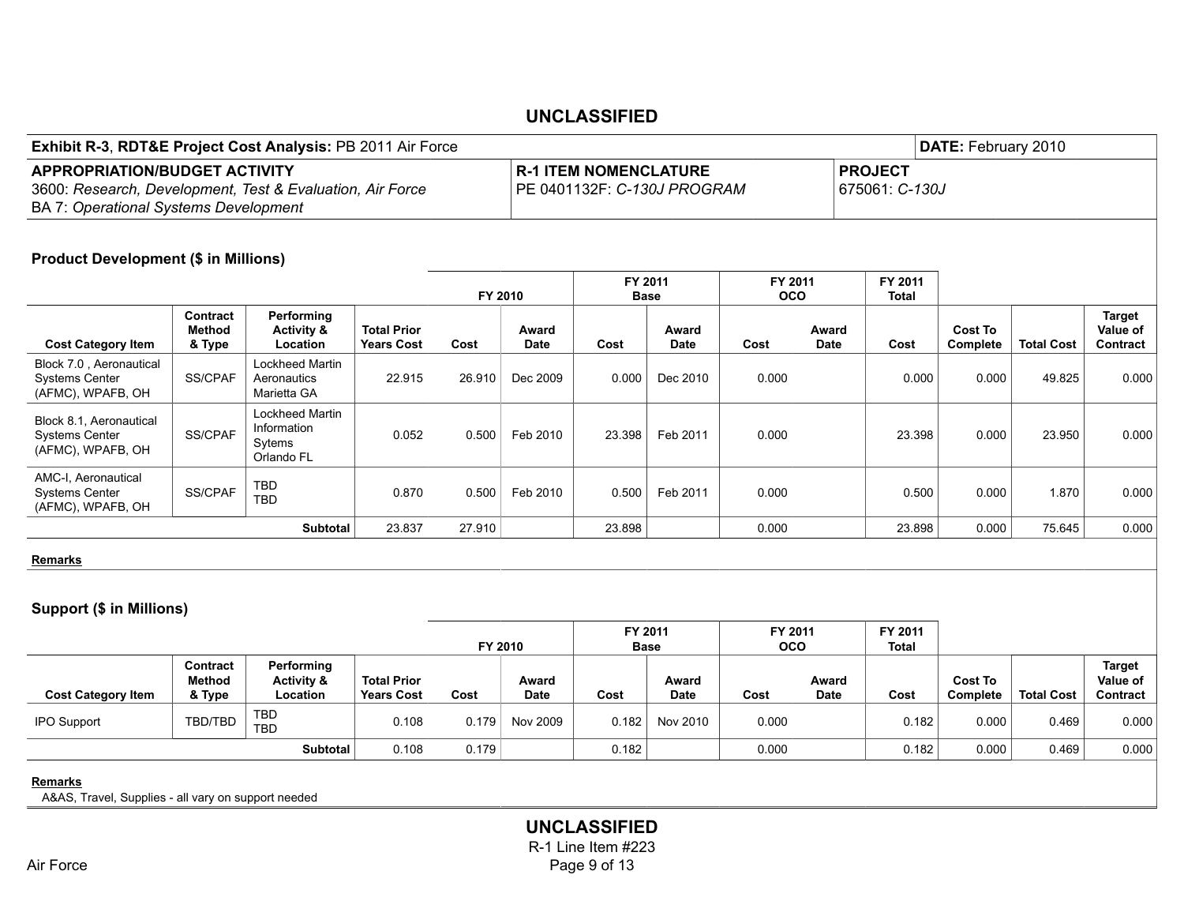**UNCLASSIFIED**

| **Exhibit R-3, RDT&E Project Cost Analysis:** PB 2011 Air Force | | **DATE:** February 2010 |
|---|---|---|
| **APPROPRIATION/BUDGET ACTIVITY**<br>3600: *Research, Development, Test & Evaluation, Air Force*<br>BA 7: *Operational Systems Development* | **R-1 ITEM NOMENCLATURE**<br>PE 0401132F: *C-130J PROGRAM* | **PROJECT**<br>675061: *C-130J* |

### Product Development ($ in Millions)

| | | | | FY 2010 | | FY 2011 Base | | FY 2011 OCO | | FY 2011 Total | | | |
|---|---|---|---|---|---|---|---|---|---|---|---|---|---|
| **Cost Category Item** | **Contract Method & Type** | **Performing Activity & Location** | **Total Prior Years Cost** | **Cost** | **Award Date** | **Cost** | **Award Date** | **Cost** | **Award Date** | **Cost** | **Cost To Complete** | **Total Cost** | **Target Value of Contract** |
| Block 7.0 , Aeronautical Systems Center (AFMC), WPAFB, OH | SS/CPAF | Lockheed Martin Aeronautics Marietta GA | 22.915 | 26.910 | Dec 2009 | 0.000 | Dec 2010 | 0.000 | | 0.000 | 0.000 | 49.825 | 0.000 |
| Block 8.1, Aeronautical Systems Center (AFMC), WPAFB, OH | SS/CPAF | Lockheed Martin Information Sytems Orlando FL | 0.052 | 0.500 | Feb 2010 | 23.398 | Feb 2011 | 0.000 | | 23.398 | 0.000 | 23.950 | 0.000 |
| AMC-I, Aeronautical Systems Center (AFMC), WPAFB, OH | SS/CPAF | TBD TBD | 0.870 | 0.500 | Feb 2010 | 0.500 | Feb 2011 | 0.000 | | 0.500 | 0.000 | 1.870 | 0.000 |
| | | **Subtotal** | 23.837 | 27.910 | | 23.898 | | 0.000 | | 23.898 | 0.000 | 75.645 | 0.000 |

**Remarks**

### Support ($ in Millions)

| | | | | FY 2010 | | FY 2011 Base | | FY 2011 OCO | | FY 2011 Total | | | |
|---|---|---|---|---|---|---|---|---|---|---|---|---|---|
| **Cost Category Item** | **Contract Method & Type** | **Performing Activity & Location** | **Total Prior Years Cost** | **Cost** | **Award Date** | **Cost** | **Award Date** | **Cost** | **Award Date** | **Cost** | **Cost To Complete** | **Total Cost** | **Target Value of Contract** |
| IPO Support | TBD/TBD | TBD TBD | 0.108 | 0.179 | Nov 2009 | 0.182 | Nov 2010 | 0.000 | | 0.182 | 0.000 | 0.469 | 0.000 |
| | | **Subtotal** | 0.108 | 0.179 | | 0.182 | | 0.000 | | 0.182 | 0.000 | 0.469 | 0.000 |

**Remarks**

A&AS, Travel, Supplies - all vary on support needed

**UNCLASSIFIED**

R-1 Line Item #223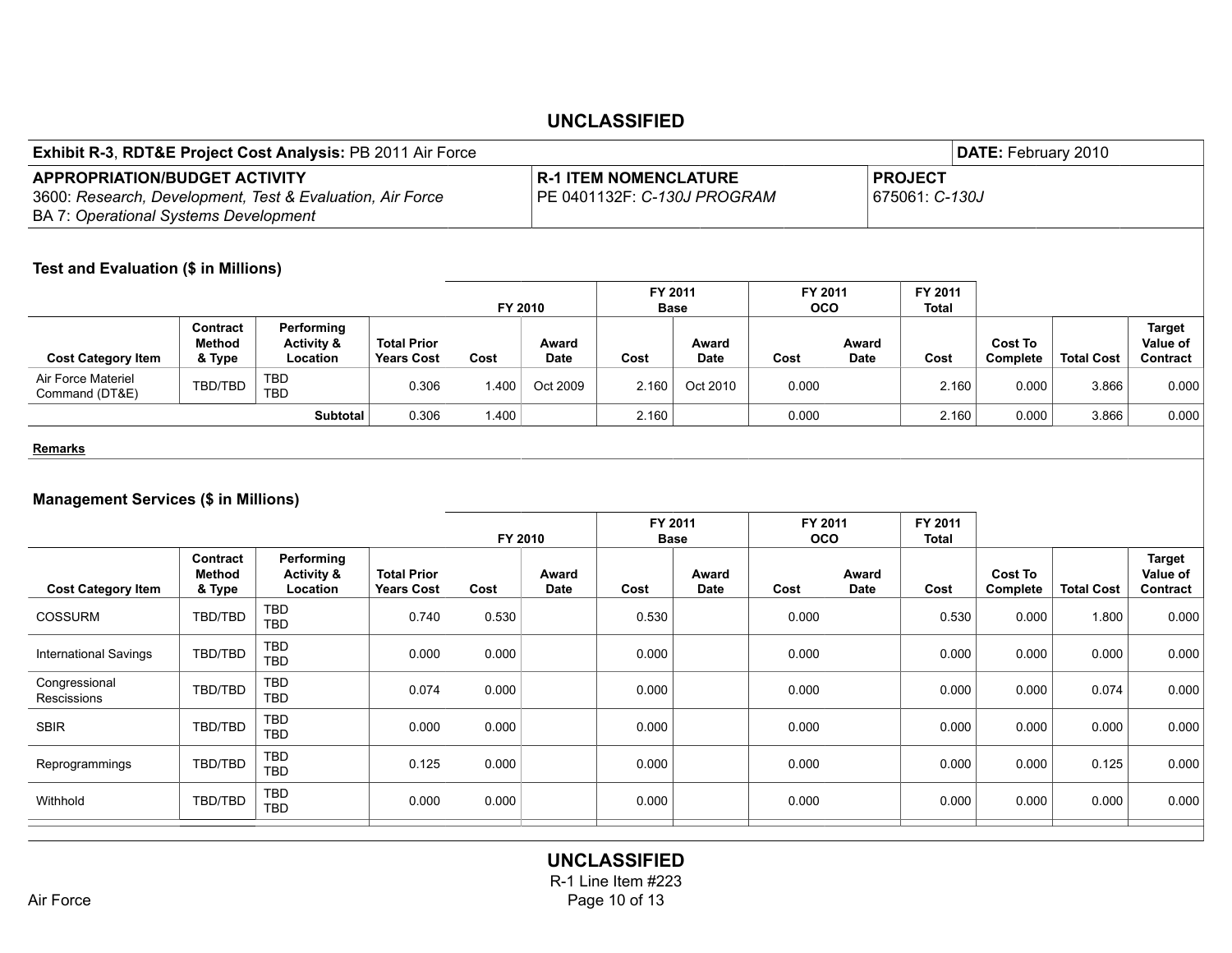UNCLASSIFIED

| **Exhibit R-3, RDT&E Project Cost Analysis:** PB 2011 Air Force | | **DATE:** February 2010 |
|---|---|---|
| **APPROPRIATION/BUDGET ACTIVITY**<br>3600: *Research, Development, Test & Evaluation, Air Force*<br>BA 7: *Operational Systems Development* | **R-1 ITEM NOMENCLATURE**<br>PE 0401132F: *C-130J PROGRAM* | **PROJECT**<br>675061: *C-130J* |

### Test and Evaluation ($ in Millions)

| | | | | FY 2010 | | FY 2011 Base | | FY 2011 OCO | | FY 2011 Total | | | |
|---|---|---|---|---|---|---|---|---|---|---|---|---|---|
| **Cost Category Item** | **Contract Method & Type** | **Performing Activity & Location** | **Total Prior Years Cost** | **Cost** | **Award Date** | **Cost** | **Award Date** | **Cost** | **Award Date** | **Cost** | **Cost To Complete** | **Total Cost** | **Target Value of Contract** |
| Air Force Materiel Command (DT&E) | TBD/TBD | TBD TBD | 0.306 | 1.400 | Oct 2009 | 2.160 | Oct 2010 | 0.000 | | 2.160 | 0.000 | 3.866 | 0.000 |
| | | **Subtotal** | 0.306 | 1.400 | | 2.160 | | 0.000 | | 2.160 | 0.000 | 3.866 | 0.000 |

**Remarks**

### Management Services ($ in Millions)

| | | | | FY 2010 | | FY 2011 Base | | FY 2011 OCO | | FY 2011 Total | | | |
|---|---|---|---|---|---|---|---|---|---|---|---|---|---|
| **Cost Category Item** | **Contract Method & Type** | **Performing Activity & Location** | **Total Prior Years Cost** | **Cost** | **Award Date** | **Cost** | **Award Date** | **Cost** | **Award Date** | **Cost** | **Cost To Complete** | **Total Cost** | **Target Value of Contract** |
| COSSURM | TBD/TBD | TBD TBD | 0.740 | 0.530 | | 0.530 | | 0.000 | | 0.530 | 0.000 | 1.800 | 0.000 |
| International Savings | TBD/TBD | TBD TBD | 0.000 | 0.000 | | 0.000 | | 0.000 | | 0.000 | 0.000 | 0.000 | 0.000 |
| Congressional Rescissions | TBD/TBD | TBD TBD | 0.074 | 0.000 | | 0.000 | | 0.000 | | 0.000 | 0.000 | 0.074 | 0.000 |
| SBIR | TBD/TBD | TBD TBD | 0.000 | 0.000 | | 0.000 | | 0.000 | | 0.000 | 0.000 | 0.000 | 0.000 |
| Reprogrammings | TBD/TBD | TBD TBD | 0.125 | 0.000 | | 0.000 | | 0.000 | | 0.000 | 0.000 | 0.125 | 0.000 |
| Withhold | TBD/TBD | TBD TBD | 0.000 | 0.000 | | 0.000 | | 0.000 | | 0.000 | 0.000 | 0.000 | 0.000 |

UNCLASSIFIED

R-1 Line Item #223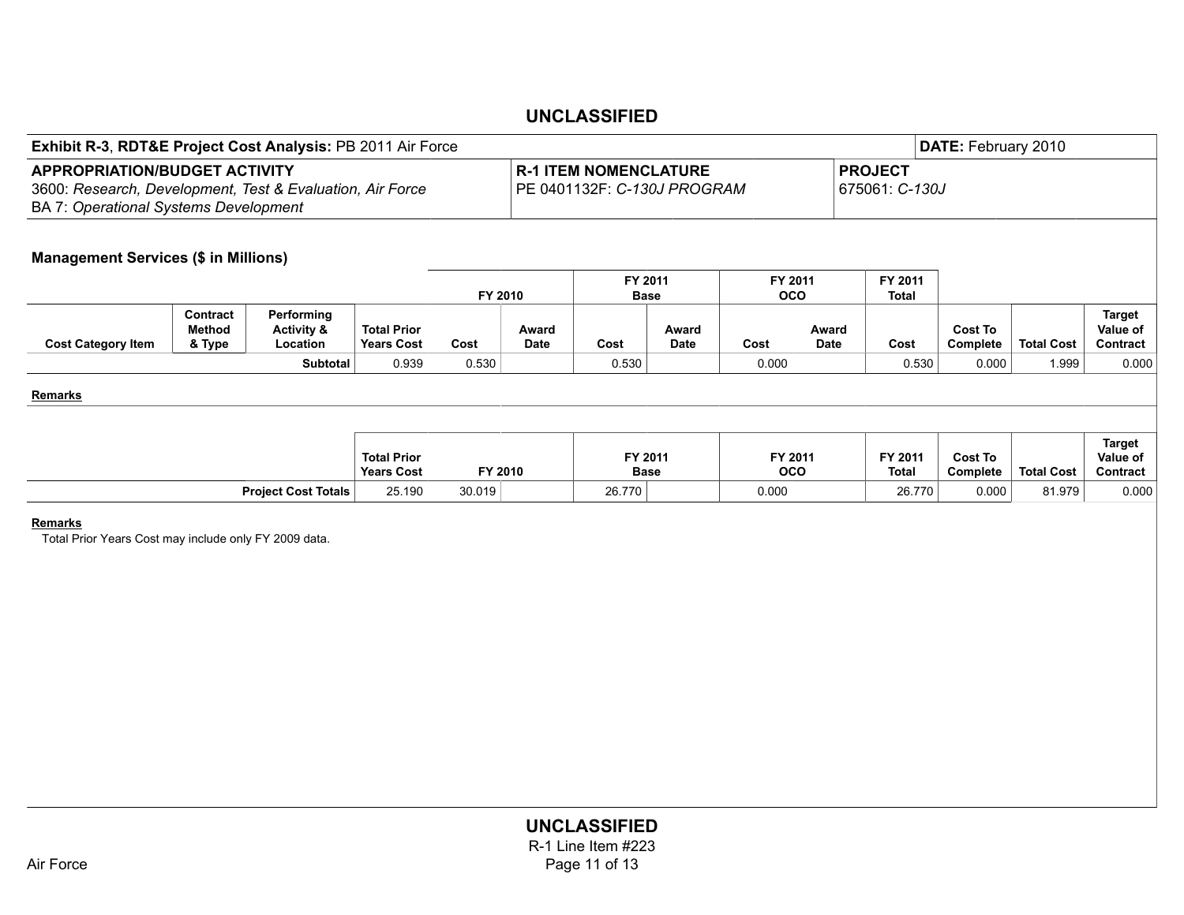UNCLASSIFIED

| Exhibit R-3, RDT&E Project Cost Analysis: PB 2011 Air Force | | | DATE: February 2010 |
|---|---|---|---|
| APPROPRIATION/BUDGET ACTIVITY<br>3600: *Research, Development, Test & Evaluation, Air Force*<br>BA 7: *Operational Systems Development* | R-1 ITEM NOMENCLATURE<br>PE 0401132F: *C-130J PROGRAM* | PROJECT<br>675061: *C-130J* | |

**Management Services ($ in Millions)**

| | | | | FY 2010 | | FY 2011 Base | | FY 2011 OCO | | FY 2011 Total | | | |
|---|---|---|---|---|---|---|---|---|---|---|---|---|---|
| Cost Category Item | Contract Method & Type | Performing Activity & Location | Total Prior Years Cost | Cost | Award Date | Cost | Award Date | Cost | Award Date | Cost | Cost To Complete | Total Cost | Target Value of Contract |
| | | Subtotal | 0.939 | 0.530 | | 0.530 | | 0.000 | | 0.530 | 0.000 | 1.999 | 0.000 |

**Remarks**

| | Total Prior Years Cost | FY 2010 | | FY 2011 Base | | FY 2011 OCO | FY 2011 Total | Cost To Complete | Total Cost | Target Value of Contract |
|---|---|---|---|---|---|---|---|---|---|---|
| Project Cost Totals | 25.190 | 30.019 | | 26.770 | | 0.000 | 26.770 | 0.000 | 81.979 | 0.000 |

**Remarks**

Total Prior Years Cost may include only FY 2009 data.

UNCLASSIFIED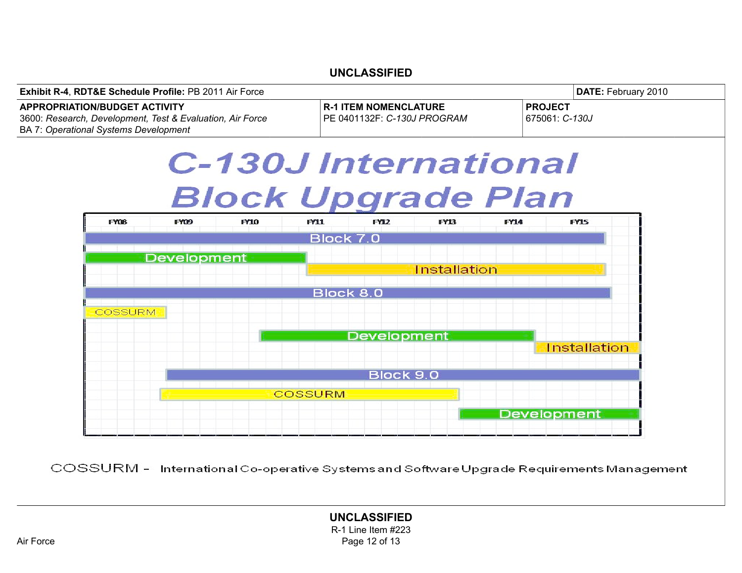**UNCLASSIFIED**

| **Exhibit R-4, RDT&E Schedule Profile:** PB 2011 Air Force | | **DATE:** February 2010 |
|---|---|---|
| **APPROPRIATION/BUDGET ACTIVITY**<br>3600: *Research, Development, Test & Evaluation, Air Force*<br>BA 7: *Operational Systems Development* | **R-1 ITEM NOMENCLATURE**<br>PE 0401132F: *C-130J PROGRAM* | **PROJECT**<br>675061: *C-130J* |

# C-130J International Block Upgrade Plan

| | FY08 | FY09 | FY10 | FY11 | FY12 | FY13 | FY14 | FY15 |
|---|---|---|---|---|---|---|---|---|
| Block 7.0 | X | X | X | X | X | X | X | X |
| Development | X | X | X | X | | | | |
| Installation | | | | X | X | X | X | X |
| Block 8.0 | X | X | X | X | X | X | X | X |
| COSSURM | X | X | | | | | | |
| Development | | | X | X | X | X | X | |
| Installation | | | | | | | X | X |
| Block 9.0 | | X | X | X | X | X | X | X |
| COSSURM | | X | X | X | X | X | | |
| Development | | | | | | X | X | X |

COSSURM – International Co-operative Systems and Software Upgrade Requirements Management

**UNCLASSIFIED**

R-1 Line Item #223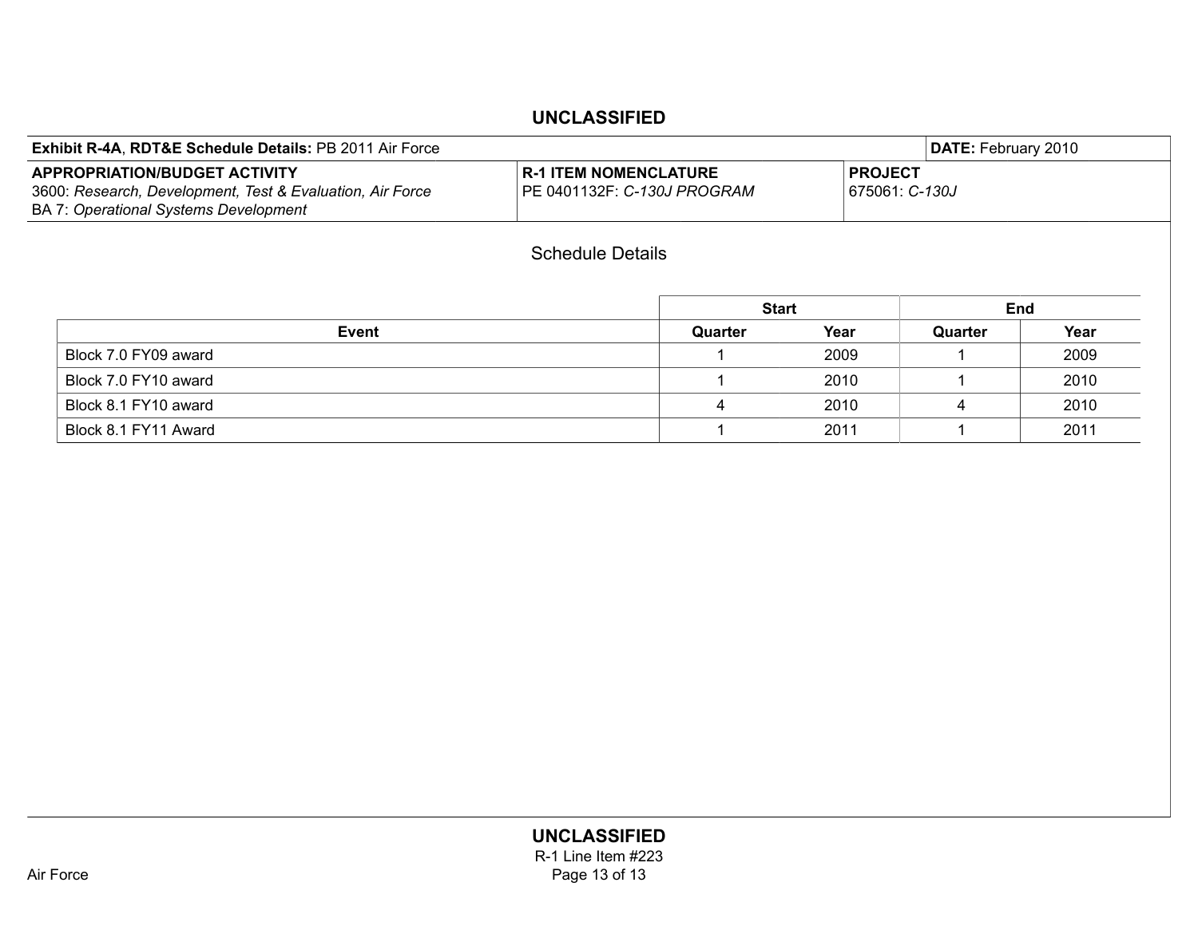**UNCLASSIFIED**

| **Exhibit R-4A, RDT&E Schedule Details:** PB 2011 Air Force | | **DATE:** February 2010 |
|---|---|---|
| **APPROPRIATION/BUDGET ACTIVITY**<br>3600: *Research, Development, Test & Evaluation, Air Force*<br>BA 7: *Operational Systems Development* | **R-1 ITEM NOMENCLATURE**<br>PE 0401132F: *C-130J PROGRAM* | **PROJECT**<br>675061: *C-130J* |

## Schedule Details

| | Start | | End | |
|---|---|---|---|---|
| **Event** | **Quarter** | **Year** | **Quarter** | **Year** |
| Block 7.0 FY09 award | 1 | 2009 | 1 | 2009 |
| Block 7.0 FY10 award | 1 | 2010 | 1 | 2010 |
| Block 8.1 FY10 award | 4 | 2010 | 4 | 2010 |
| Block 8.1 FY11 Award | 1 | 2011 | 1 | 2011 |

**UNCLASSIFIED**

R-1 Line Item #223